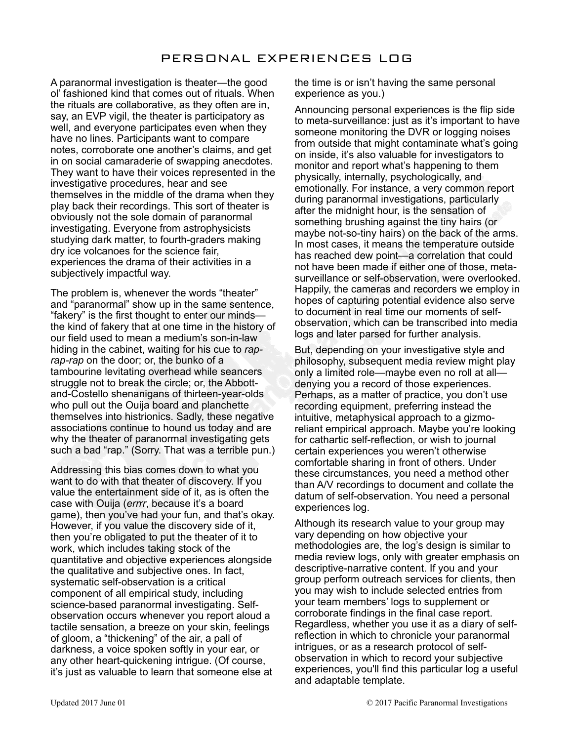# PERSONAL EXPERIENCES LOG

A paranormal investigation is theater—the good ol' fashioned kind that comes out of rituals. When the rituals are collaborative, as they often are in, say, an EVP vigil, the theater is participatory as well, and everyone participates even when they have no lines. Participants want to compare notes, corroborate one another's claims, and get in on social camaraderie of swapping anecdotes. They want to have their voices represented in the investigative procedures, hear and see themselves in the middle of the drama when they play back their recordings. This sort of theater is obviously not the sole domain of paranormal investigating. Everyone from astrophysicists studying dark matter, to fourth-graders making dry ice volcanoes for the science fair, experiences the drama of their activities in a subjectively impactful way.

The problem is, whenever the words "theater" and "paranormal" show up in the same sentence, "fakery" is the first thought to enter our minds—the kind of fakery that at one time in the history of our field used to mean a medium's son-in-law hiding in the cabinet, waiting for his cue to *rap-rap-rap* on the door; or, the bunko of a tambourine levitating overhead while seancers struggle not to break the circle; or, the Abbott-and-Costello shenanigans of thirteen-year-olds who pull out the Ouija board and planchette themselves into histrionics. Sadly, these negative associations continue to hound us today and are why the theater of paranormal investigating gets such a bad "rap." (Sorry. That was a terrible pun.)

Addressing this bias comes down to what you want to do with that theater of discovery. If you value the entertainment side of it, as is often the case with Ouija (*errrr*, because it's a board game), then you've had your fun, and that's okay. However, if you value the discovery side of it, then you're obligated to put the theater of it to work, which includes taking stock of the quantitative and objective experiences alongside the qualitative and subjective ones. In fact, systematic self-observation is a critical component of all empirical study, including science-based paranormal investigating. Self-observation occurs whenever you report aloud a tactile sensation, a breeze on your skin, feelings of gloom, a "thickening" of the air, a pall of darkness, a voice spoken softly in your ear, or any other heart-quickening intrigue. (Of course, it's just as valuable to learn that someone else at the time is or isn't having the same personal experience as you.)

Announcing personal experiences is the flip side to meta-surveillance: just as it's important to have someone monitoring the DVR or logging noises from outside that might contaminate what's going on inside, it's also valuable for investigators to monitor and report what's happening to them physically, internally, psychologically, and emotionally. For instance, a very common report during paranormal investigations, particularly after the midnight hour, is the sensation of something brushing against the tiny hairs (or maybe not-so-tiny hairs) on the back of the arms. In most cases, it means the temperature outside has reached dew point—a correlation that could not have been made if either one of those, meta-surveillance or self-observation, were overlooked. Happily, the cameras and recorders we employ in hopes of capturing potential evidence also serve to document in real time our moments of self-observation, which can be transcribed into media logs and later parsed for further analysis.

But, depending on your investigative style and philosophy, subsequent media review might play only a limited role—maybe even no roll at all—denying you a record of those experiences. Perhaps, as a matter of practice, you don't use recording equipment, preferring instead the intuitive, metaphysical approach to a gizmo-reliant empirical approach. Maybe you're looking for cathartic self-reflection, or wish to journal certain experiences you weren't otherwise comfortable sharing in front of others. Under these circumstances, you need a method other than A/V recordings to document and collate the datum of self-observation. You need a personal experiences log.

Although its research value to your group may vary depending on how objective your methodologies are, the log's design is similar to media review logs, only with greater emphasis on descriptive-narrative content. If you and your group perform outreach services for clients, then you may wish to include selected entries from your team members' logs to supplement or corroborate findings in the final case report. Regardless, whether you use it as a diary of self-reflection in which to chronicle your paranormal intrigues, or as a research protocol of self-observation in which to record your subjective experiences, you'll find this particular log a useful and adaptable template.

Updated 2017 June 01 © 2017 Pacific Paranormal Investigations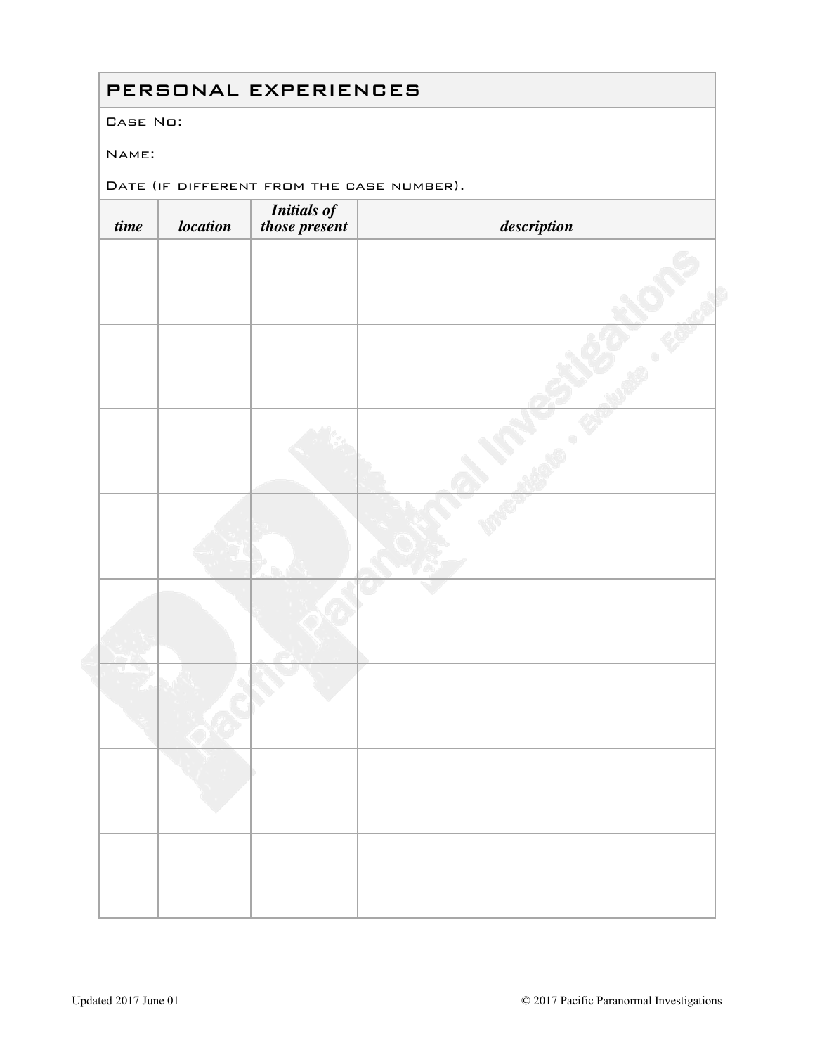## PERSONAL EXPERIENCES

Case No:

Name:

Date (if different from the case number).

| *time* | *location* | *Initials of those present* | *description* |
|---|---|---|---|
| | | | |
| | | | |
| | | | |
| | | | |
| | | | |
| | | | |
| | | | |
| | | | |

Updated 2017 June 01

© 2017 Pacific Paranormal Investigations